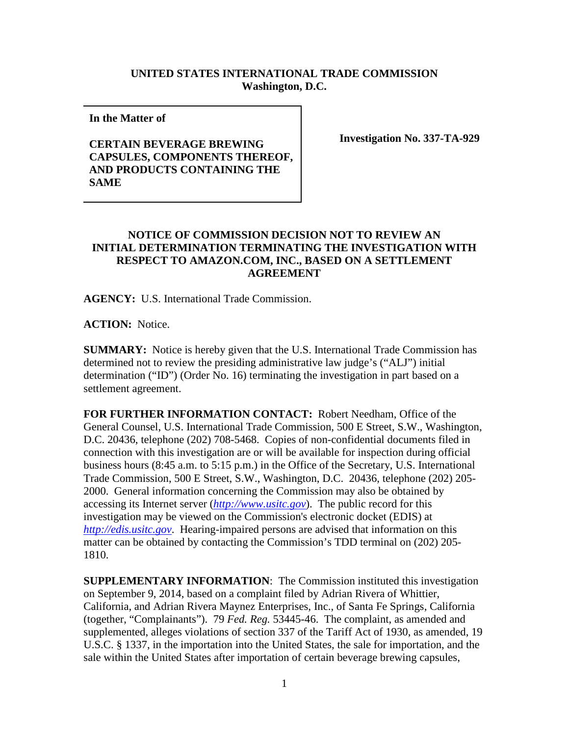**UNITED STATES INTERNATIONAL TRADE COMMISSION**
**Washington, D.C.**

**In the Matter of**

**CERTAIN BEVERAGE BREWING CAPSULES, COMPONENTS THEREOF, AND PRODUCTS CONTAINING THE SAME**

**Investigation No. 337-TA-929**

**NOTICE OF COMMISSION DECISION NOT TO REVIEW AN INITIAL DETERMINATION TERMINATING THE INVESTIGATION WITH RESPECT TO AMAZON.COM, INC., BASED ON A SETTLEMENT AGREEMENT**

**AGENCY:** U.S. International Trade Commission.

**ACTION:** Notice.

**SUMMARY:** Notice is hereby given that the U.S. International Trade Commission has determined not to review the presiding administrative law judge's ("ALJ") initial determination ("ID") (Order No. 16) terminating the investigation in part based on a settlement agreement.

**FOR FURTHER INFORMATION CONTACT:** Robert Needham, Office of the General Counsel, U.S. International Trade Commission, 500 E Street, S.W., Washington, D.C. 20436, telephone (202) 708-5468. Copies of non-confidential documents filed in connection with this investigation are or will be available for inspection during official business hours (8:45 a.m. to 5:15 p.m.) in the Office of the Secretary, U.S. International Trade Commission, 500 E Street, S.W., Washington, D.C. 20436, telephone (202) 205-2000. General information concerning the Commission may also be obtained by accessing its Internet server (*http://www.usitc.gov*). The public record for this investigation may be viewed on the Commission's electronic docket (EDIS) at *http://edis.usitc.gov*. Hearing-impaired persons are advised that information on this matter can be obtained by contacting the Commission's TDD terminal on (202) 205-1810.

**SUPPLEMENTARY INFORMATION**: The Commission instituted this investigation on September 9, 2014, based on a complaint filed by Adrian Rivera of Whittier, California, and Adrian Rivera Maynez Enterprises, Inc., of Santa Fe Springs, California (together, "Complainants"). 79 *Fed. Reg.* 53445-46. The complaint, as amended and supplemented, alleges violations of section 337 of the Tariff Act of 1930, as amended, 19 U.S.C. § 1337, in the importation into the United States, the sale for importation, and the sale within the United States after importation of certain beverage brewing capsules,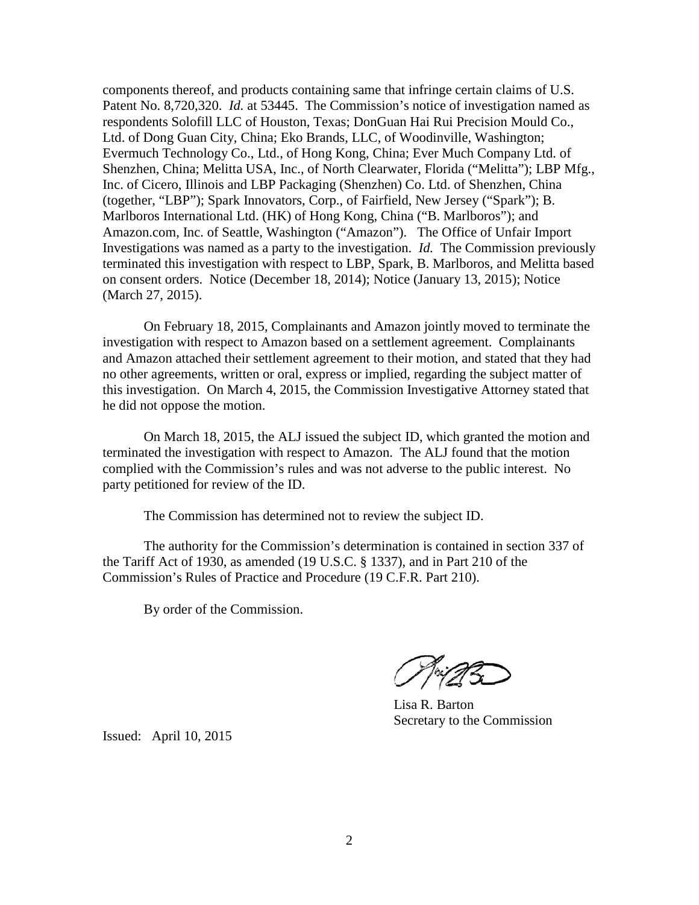components thereof, and products containing same that infringe certain claims of U.S. Patent No. 8,720,320. *Id.* at 53445. The Commission's notice of investigation named as respondents Solofill LLC of Houston, Texas; DonGuan Hai Rui Precision Mould Co., Ltd. of Dong Guan City, China; Eko Brands, LLC, of Woodinville, Washington; Evermuch Technology Co., Ltd., of Hong Kong, China; Ever Much Company Ltd. of Shenzhen, China; Melitta USA, Inc., of North Clearwater, Florida ("Melitta"); LBP Mfg., Inc. of Cicero, Illinois and LBP Packaging (Shenzhen) Co. Ltd. of Shenzhen, China (together, "LBP"); Spark Innovators, Corp., of Fairfield, New Jersey ("Spark"); B. Marlboros International Ltd. (HK) of Hong Kong, China ("B. Marlboros"); and Amazon.com, Inc. of Seattle, Washington ("Amazon"). The Office of Unfair Import Investigations was named as a party to the investigation. *Id.* The Commission previously terminated this investigation with respect to LBP, Spark, B. Marlboros, and Melitta based on consent orders. Notice (December 18, 2014); Notice (January 13, 2015); Notice (March 27, 2015).

On February 18, 2015, Complainants and Amazon jointly moved to terminate the investigation with respect to Amazon based on a settlement agreement. Complainants and Amazon attached their settlement agreement to their motion, and stated that they had no other agreements, written or oral, express or implied, regarding the subject matter of this investigation. On March 4, 2015, the Commission Investigative Attorney stated that he did not oppose the motion.

On March 18, 2015, the ALJ issued the subject ID, which granted the motion and terminated the investigation with respect to Amazon. The ALJ found that the motion complied with the Commission's rules and was not adverse to the public interest. No party petitioned for review of the ID.

The Commission has determined not to review the subject ID.

The authority for the Commission's determination is contained in section 337 of the Tariff Act of 1930, as amended (19 U.S.C. § 1337), and in Part 210 of the Commission's Rules of Practice and Procedure (19 C.F.R. Part 210).

By order of the Commission.

Lisa R. Barton
Secretary to the Commission

Issued: April 10, 2015